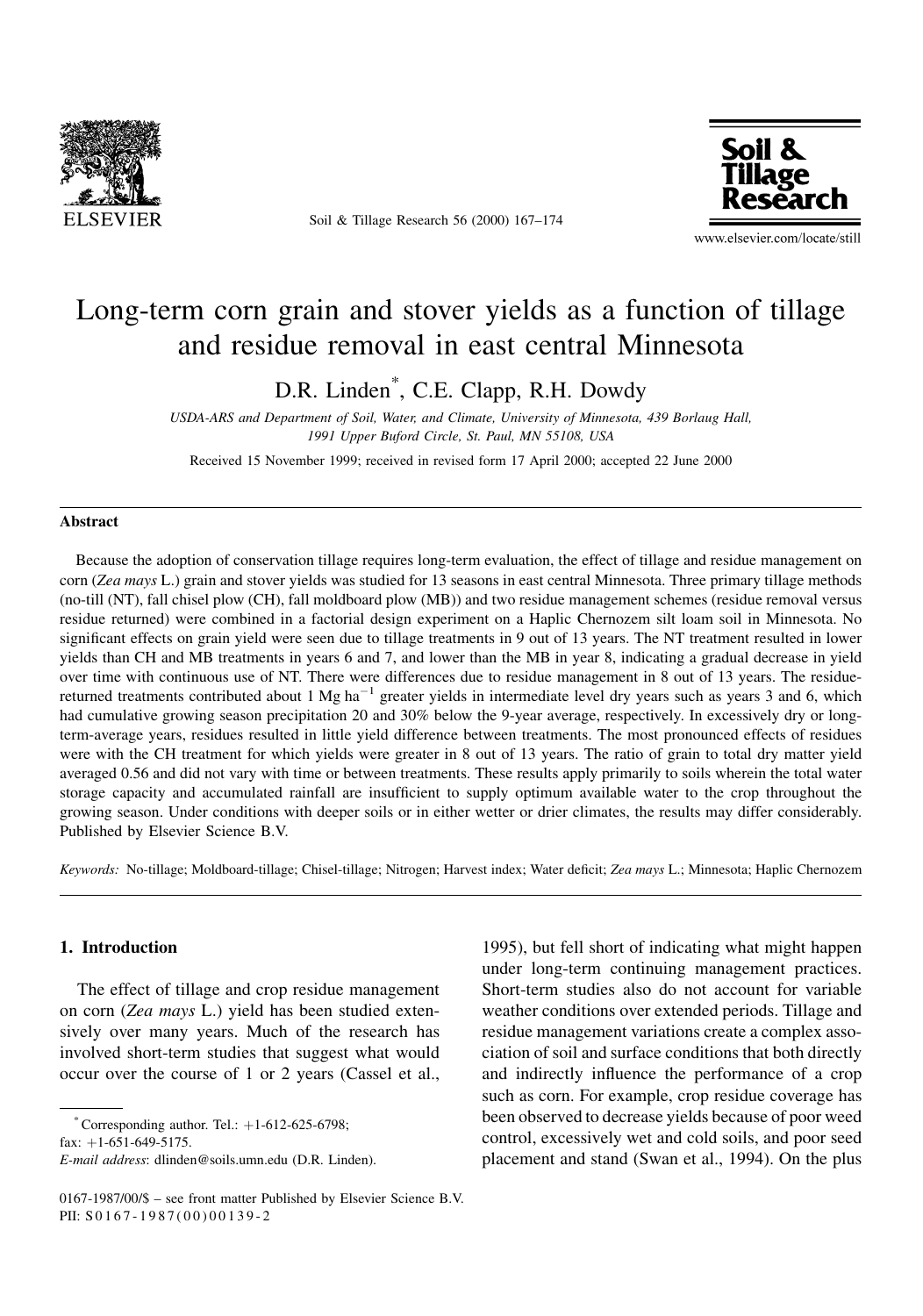# Long-term corn grain and stover yields as a function of tillage and residue removal in east central Minnesota

D.R. Linden*, C.E. Clapp, R.H. Dowdy

*USDA-ARS and Department of Soil, Water, and Climate, University of Minnesota, 439 Borlaug Hall, 1991 Upper Buford Circle, St. Paul, MN 55108, USA*

Received 15 November 1999; received in revised form 17 April 2000; accepted 22 June 2000

## Abstract

Because the adoption of conservation tillage requires long-term evaluation, the effect of tillage and residue management on corn (*Zea mays* L.) grain and stover yields was studied for 13 seasons in east central Minnesota. Three primary tillage methods (no-till (NT), fall chisel plow (CH), fall moldboard plow (MB)) and two residue management schemes (residue removal versus residue returned) were combined in a factorial design experiment on a Haplic Chernozem silt loam soil in Minnesota. No significant effects on grain yield were seen due to tillage treatments in 9 out of 13 years. The NT treatment resulted in lower yields than CH and MB treatments in years 6 and 7, and lower than the MB in year 8, indicating a gradual decrease in yield over time with continuous use of NT. There were differences due to residue management in 8 out of 13 years. The residue-returned treatments contributed about 1 Mg ha$^{-1}$ greater yields in intermediate level dry years such as years 3 and 6, which had cumulative growing season precipitation 20 and 30% below the 9-year average, respectively. In excessively dry or long-term-average years, residues resulted in little yield difference between treatments. The most pronounced effects of residues were with the CH treatment for which yields were greater in 8 out of 13 years. The ratio of grain to total dry matter yield averaged 0.56 and did not vary with time or between treatments. These results apply primarily to soils wherein the total water storage capacity and accumulated rainfall are insufficient to supply optimum available water to the crop throughout the growing season. Under conditions with deeper soils or in either wetter or drier climates, the results may differ considerably. Published by Elsevier Science B.V.

*Keywords:* No-tillage; Moldboard-tillage; Chisel-tillage; Nitrogen; Harvest index; Water deficit; *Zea mays* L.; Minnesota; Haplic Chernozem

## 1. Introduction

The effect of tillage and crop residue management on corn (*Zea mays* L.) yield has been studied extensively over many years. Much of the research has involved short-term studies that suggest what would occur over the course of 1 or 2 years (Cassel et al., 1995), but fell short of indicating what might happen under long-term continuing management practices. Short-term studies also do not account for variable weather conditions over extended periods. Tillage and residue management variations create a complex association of soil and surface conditions that both directly and indirectly influence the performance of a crop such as corn. For example, crop residue coverage has been observed to decrease yields because of poor weed control, excessively wet and cold soils, and poor seed placement and stand (Swan et al., 1994). On the plus

\* Corresponding author. Tel.: +1-612-625-6798; fax: +1-651-649-5175.
*E-mail address*: dlinden@soils.umn.edu (D.R. Linden).

0167-1987/00/$ – see front matter Published by Elsevier Science B.V.
PII: S0167-1987(00)00139-2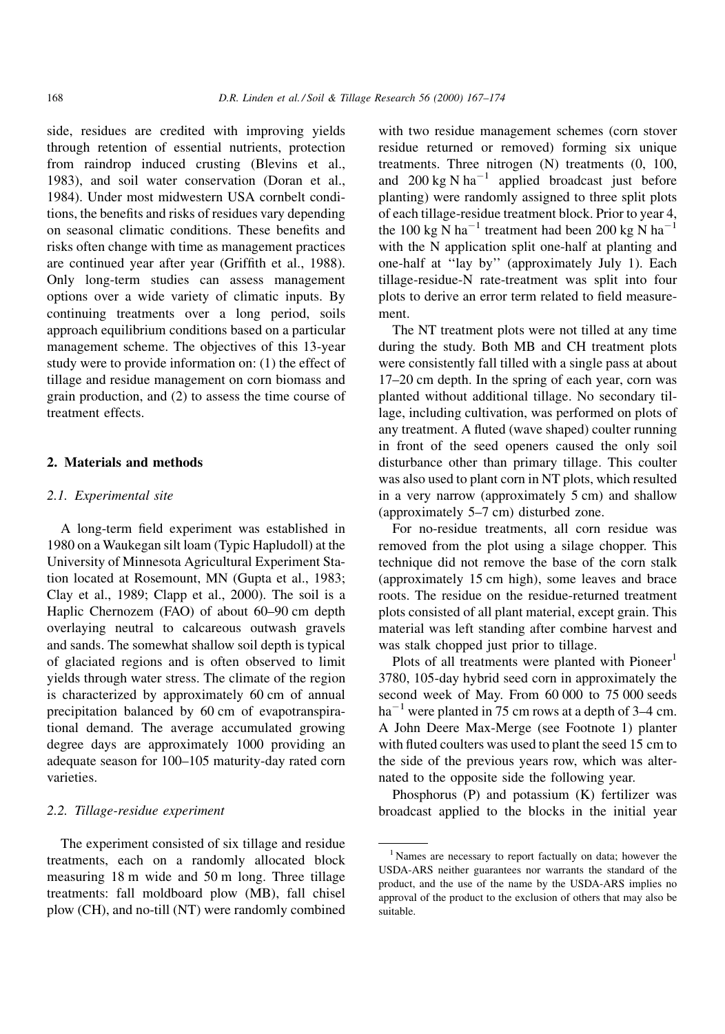side, residues are credited with improving yields through retention of essential nutrients, protection from raindrop induced crusting (Blevins et al., 1983), and soil water conservation (Doran et al., 1984). Under most midwestern USA cornbelt conditions, the benefits and risks of residues vary depending on seasonal climatic conditions. These benefits and risks often change with time as management practices are continued year after year (Griffith et al., 1988). Only long-term studies can assess management options over a wide variety of climatic inputs. By continuing treatments over a long period, soils approach equilibrium conditions based on a particular management scheme. The objectives of this 13-year study were to provide information on: (1) the effect of tillage and residue management on corn biomass and grain production, and (2) to assess the time course of treatment effects.

## 2. Materials and methods

### 2.1. Experimental site

A long-term field experiment was established in 1980 on a Waukegan silt loam (Typic Hapludoll) at the University of Minnesota Agricultural Experiment Station located at Rosemount, MN (Gupta et al., 1983; Clay et al., 1989; Clapp et al., 2000). The soil is a Haplic Chernozem (FAO) of about 60–90 cm depth overlaying neutral to calcareous outwash gravels and sands. The somewhat shallow soil depth is typical of glaciated regions and is often observed to limit yields through water stress. The climate of the region is characterized by approximately 60 cm of annual precipitation balanced by 60 cm of evapotranspirational demand. The average accumulated growing degree days are approximately 1000 providing an adequate season for 100–105 maturity-day rated corn varieties.

### 2.2. Tillage-residue experiment

The experiment consisted of six tillage and residue treatments, each on a randomly allocated block measuring 18 m wide and 50 m long. Three tillage treatments: fall moldboard plow (MB), fall chisel plow (CH), and no-till (NT) were randomly combined with two residue management schemes (corn stover residue returned or removed) forming six unique treatments. Three nitrogen (N) treatments (0, 100, and 200 kg N ha$^{-1}$ applied broadcast just before planting) were randomly assigned to three split plots of each tillage-residue treatment block. Prior to year 4, the 100 kg N ha$^{-1}$ treatment had been 200 kg N ha$^{-1}$ with the N application split one-half at planting and one-half at "lay by" (approximately July 1). Each tillage-residue-N rate-treatment was split into four plots to derive an error term related to field measurement.

The NT treatment plots were not tilled at any time during the study. Both MB and CH treatment plots were consistently fall tilled with a single pass at about 17–20 cm depth. In the spring of each year, corn was planted without additional tillage. No secondary tillage, including cultivation, was performed on plots of any treatment. A fluted (wave shaped) coulter running in front of the seed openers caused the only soil disturbance other than primary tillage. This coulter was also used to plant corn in NT plots, which resulted in a very narrow (approximately 5 cm) and shallow (approximately 5–7 cm) disturbed zone.

For no-residue treatments, all corn residue was removed from the plot using a silage chopper. This technique did not remove the base of the corn stalk (approximately 15 cm high), some leaves and brace roots. The residue on the residue-returned treatment plots consisted of all plant material, except grain. This material was left standing after combine harvest and was stalk chopped just prior to tillage.

Plots of all treatments were planted with Pioneer[1] 3780, 105-day hybrid seed corn in approximately the second week of May. From 60 000 to 75 000 seeds ha$^{-1}$ were planted in 75 cm rows at a depth of 3–4 cm. A John Deere Max-Merge (see Footnote 1) planter with fluted coulters was used to plant the seed 15 cm to the side of the previous years row, which was alternated to the opposite side the following year.

Phosphorus (P) and potassium (K) fertilizer was broadcast applied to the blocks in the initial year

[1] Names are necessary to report factually on data; however the USDA-ARS neither guarantees nor warrants the standard of the product, and the use of the name by the USDA-ARS implies no approval of the product to the exclusion of others that may also be suitable.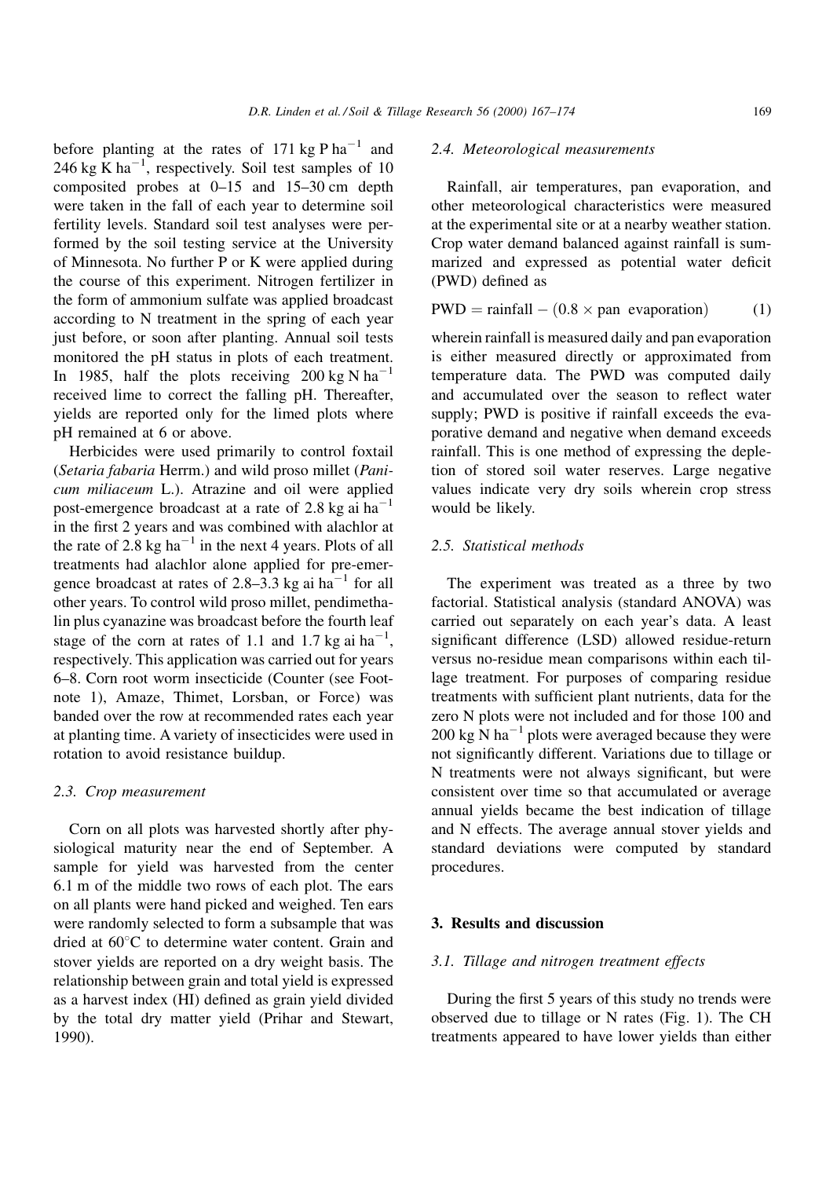before planting at the rates of 171 kg P $ha^{-1}$ and 246 kg K $ha^{-1}$, respectively. Soil test samples of 10 composited probes at 0–15 and 15–30 cm depth were taken in the fall of each year to determine soil fertility levels. Standard soil test analyses were performed by the soil testing service at the University of Minnesota. No further P or K were applied during the course of this experiment. Nitrogen fertilizer in the form of ammonium sulfate was applied broadcast according to N treatment in the spring of each year just before, or soon after planting. Annual soil tests monitored the pH status in plots of each treatment. In 1985, half the plots receiving 200 kg N $ha^{-1}$ received lime to correct the falling pH. Thereafter, yields are reported only for the limed plots where pH remained at 6 or above.

Herbicides were used primarily to control foxtail (*Setaria fabaria* Herrm.) and wild proso millet (*Panicum miliaceum* L.). Atrazine and oil were applied post-emergence broadcast at a rate of 2.8 kg ai $ha^{-1}$ in the first 2 years and was combined with alachlor at the rate of 2.8 kg $ha^{-1}$ in the next 4 years. Plots of all treatments had alachlor alone applied for pre-emergence broadcast at rates of 2.8–3.3 kg ai $ha^{-1}$ for all other years. To control wild proso millet, pendimethalin plus cyanazine was broadcast before the fourth leaf stage of the corn at rates of 1.1 and 1.7 kg ai $ha^{-1}$, respectively. This application was carried out for years 6–8. Corn root worm insecticide (Counter (see Footnote 1), Amaze, Thimet, Lorsban, or Force) was banded over the row at recommended rates each year at planting time. A variety of insecticides were used in rotation to avoid resistance buildup.

### 2.3. Crop measurement

Corn on all plots was harvested shortly after physiological maturity near the end of September. A sample for yield was harvested from the center 6.1 m of the middle two rows of each plot. The ears on all plants were hand picked and weighed. Ten ears were randomly selected to form a subsample that was dried at 60°C to determine water content. Grain and stover yields are reported on a dry weight basis. The relationship between grain and total yield is expressed as a harvest index (HI) defined as grain yield divided by the total dry matter yield (Prihar and Stewart, 1990).

### 2.4. Meteorological measurements

Rainfall, air temperatures, pan evaporation, and other meteorological characteristics were measured at the experimental site or at a nearby weather station. Crop water demand balanced against rainfall is summarized and expressed as potential water deficit (PWD) defined as

$$\text{PWD} = \text{rainfall} - (0.8 \times \text{pan evaporation}) \qquad (1)$$

wherein rainfall is measured daily and pan evaporation is either measured directly or approximated from temperature data. The PWD was computed daily and accumulated over the season to reflect water supply; PWD is positive if rainfall exceeds the evaporative demand and negative when demand exceeds rainfall. This is one method of expressing the depletion of stored soil water reserves. Large negative values indicate very dry soils wherein crop stress would be likely.

### 2.5. Statistical methods

The experiment was treated as a three by two factorial. Statistical analysis (standard ANOVA) was carried out separately on each year's data. A least significant difference (LSD) allowed residue-return versus no-residue mean comparisons within each tillage treatment. For purposes of comparing residue treatments with sufficient plant nutrients, data for the zero N plots were not included and for those 100 and 200 kg N $ha^{-1}$ plots were averaged because they were not significantly different. Variations due to tillage or N treatments were not always significant, but were consistent over time so that accumulated or average annual yields became the best indication of tillage and N effects. The average annual stover yields and standard deviations were computed by standard procedures.

## 3. Results and discussion

### 3.1. Tillage and nitrogen treatment effects

During the first 5 years of this study no trends were observed due to tillage or N rates (Fig. 1). The CH treatments appeared to have lower yields than either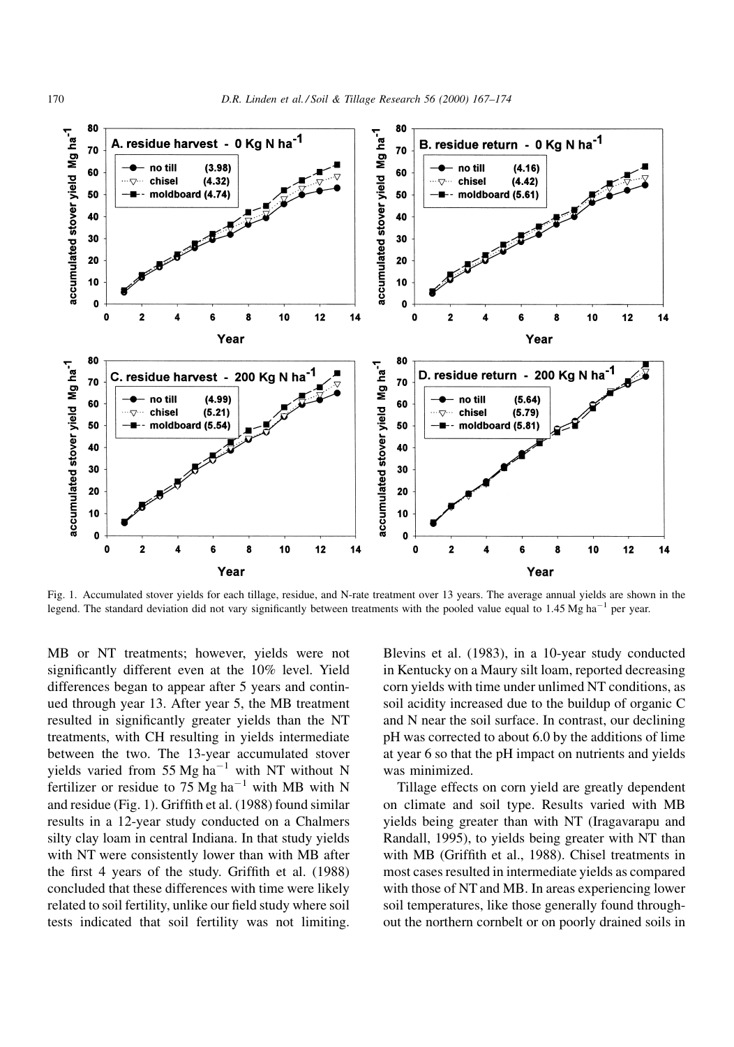Fig. 1. Accumulated stover yields for each tillage, residue, and N-rate treatment over 13 years. The average annual yields are shown in the legend. The standard deviation did not vary significantly between treatments with the pooled value equal to 1.45 Mg ha$^{-1}$ per year.

MB or NT treatments; however, yields were not significantly different even at the 10% level. Yield differences began to appear after 5 years and continued through year 13. After year 5, the MB treatment resulted in significantly greater yields than the NT treatments, with CH resulting in yields intermediate between the two. The 13-year accumulated stover yields varied from 55 Mg ha$^{-1}$ with NT without N fertilizer or residue to 75 Mg ha$^{-1}$ with MB with N and residue (Fig. 1). Griffith et al. (1988) found similar results in a 12-year study conducted on a Chalmers silty clay loam in central Indiana. In that study yields with NT were consistently lower than with MB after the first 4 years of the study. Griffith et al. (1988) concluded that these differences with time were likely related to soil fertility, unlike our field study where soil tests indicated that soil fertility was not limiting. Blevins et al. (1983), in a 10-year study conducted in Kentucky on a Maury silt loam, reported decreasing corn yields with time under unlimed NT conditions, as soil acidity increased due to the buildup of organic C and N near the soil surface. In contrast, our declining pH was corrected to about 6.0 by the additions of lime at year 6 so that the pH impact on nutrients and yields was minimized.

Tillage effects on corn yield are greatly dependent on climate and soil type. Results varied with MB yields being greater than with NT (Iragavarapu and Randall, 1995), to yields being greater with NT than with MB (Griffith et al., 1988). Chisel treatments in most cases resulted in intermediate yields as compared with those of NT and MB. In areas experiencing lower soil temperatures, like those generally found throughout the northern cornbelt or on poorly drained soils in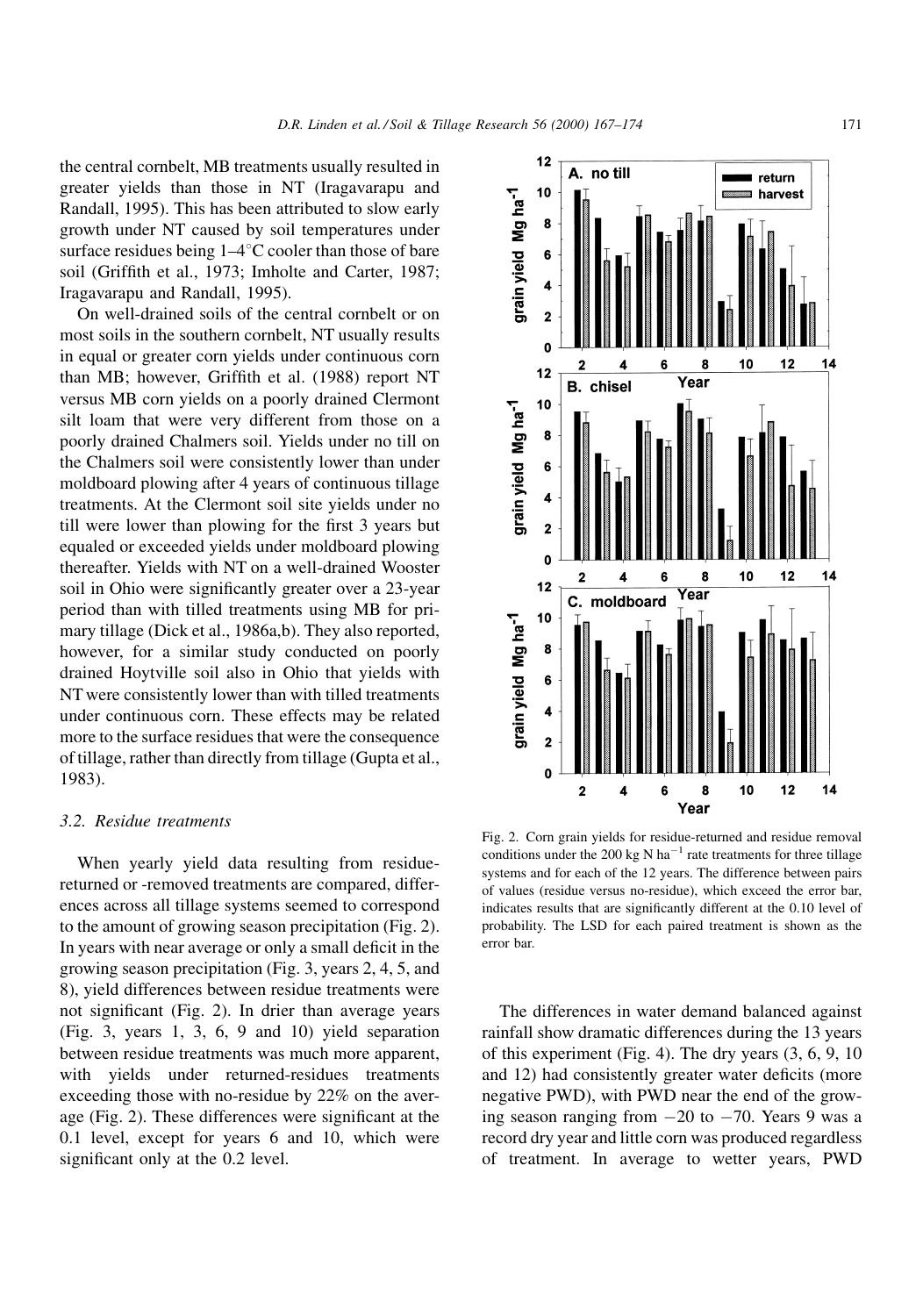the central cornbelt, MB treatments usually resulted in greater yields than those in NT (Iragavarapu and Randall, 1995). This has been attributed to slow early growth under NT caused by soil temperatures under surface residues being 1–4°C cooler than those of bare soil (Griffith et al., 1973; Imholte and Carter, 1987; Iragavarapu and Randall, 1995).

On well-drained soils of the central cornbelt or on most soils in the southern cornbelt, NT usually results in equal or greater corn yields under continuous corn than MB; however, Griffith et al. (1988) report NT versus MB corn yields on a poorly drained Clermont silt loam that were very different from those on a poorly drained Chalmers soil. Yields under no till on the Chalmers soil were consistently lower than under moldboard plowing after 4 years of continuous tillage treatments. At the Clermont soil site yields under no till were lower than plowing for the first 3 years but equaled or exceeded yields under moldboard plowing thereafter. Yields with NT on a well-drained Wooster soil in Ohio were significantly greater over a 23-year period than with tilled treatments using MB for primary tillage (Dick et al., 1986a,b). They also reported, however, for a similar study conducted on poorly drained Hoytville soil also in Ohio that yields with NT were consistently lower than with tilled treatments under continuous corn. These effects may be related more to the surface residues that were the consequence of tillage, rather than directly from tillage (Gupta et al., 1983).

### 3.2. Residue treatments

When yearly yield data resulting from residue-returned or -removed treatments are compared, differences across all tillage systems seemed to correspond to the amount of growing season precipitation (Fig. 2). In years with near average or only a small deficit in the growing season precipitation (Fig. 3, years 2, 4, 5, and 8), yield differences between residue treatments were not significant (Fig. 2). In drier than average years (Fig. 3, years 1, 3, 6, 9 and 10) yield separation between residue treatments was much more apparent, with yields under returned-residues treatments exceeding those with no-residue by 22% on the average (Fig. 2). These differences were significant at the 0.1 level, except for years 6 and 10, which were significant only at the 0.2 level.

Fig. 2. Corn grain yields for residue-returned and residue removal conditions under the 200 kg N ha$^{-1}$ rate treatments for three tillage systems and for each of the 12 years. The difference between pairs of values (residue versus no-residue), which exceed the error bar, indicates results that are significantly different at the 0.10 level of probability. The LSD for each paired treatment is shown as the error bar.

The differences in water demand balanced against rainfall show dramatic differences during the 13 years of this experiment (Fig. 4). The dry years (3, 6, 9, 10 and 12) had consistently greater water deficits (more negative PWD), with PWD near the end of the growing season ranging from −20 to −70. Years 9 was a record dry year and little corn was produced regardless of treatment. In average to wetter years, PWD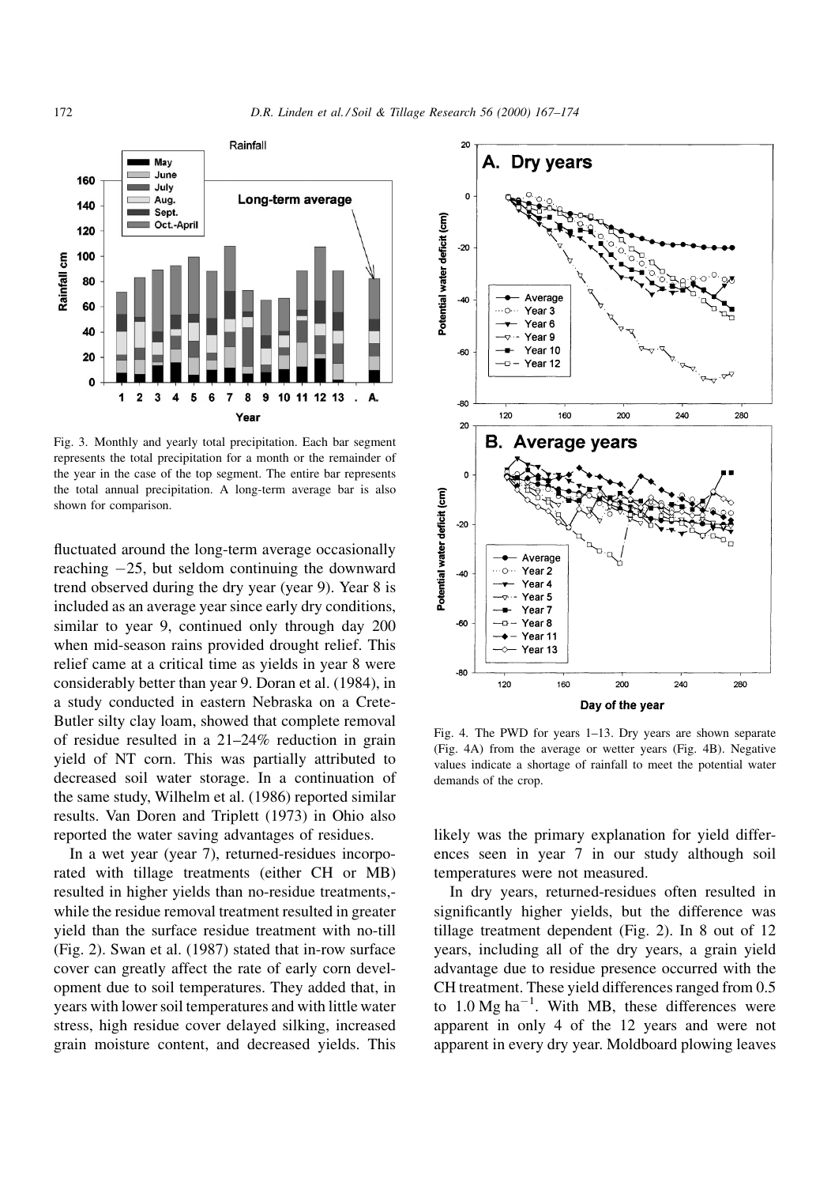Fig. 3. Monthly and yearly total precipitation. Each bar segment represents the total precipitation for a month or the remainder of the year in the case of the top segment. The entire bar represents the total annual precipitation. A long-term average bar is also shown for comparison.

Fig. 4. The PWD for years 1–13. Dry years are shown separate (Fig. 4A) from the average or wetter years (Fig. 4B). Negative values indicate a shortage of rainfall to meet the potential water demands of the crop.

fluctuated around the long-term average occasionally reaching −25, but seldom continuing the downward trend observed during the dry year (year 9). Year 8 is included as an average year since early dry conditions, similar to year 9, continued only through day 200 when mid-season rains provided drought relief. This relief came at a critical time as yields in year 8 were considerably better than year 9. Doran et al. (1984), in a study conducted in eastern Nebraska on a Crete-Butler silty clay loam, showed that complete removal of residue resulted in a 21–24% reduction in grain yield of NT corn. This was partially attributed to decreased soil water storage. In a continuation of the same study, Wilhelm et al. (1986) reported similar results. Van Doren and Triplett (1973) in Ohio also reported the water saving advantages of residues.

In a wet year (year 7), returned-residues incorporated with tillage treatments (either CH or MB) resulted in higher yields than no-residue treatments,- while the residue removal treatment resulted in greater yield than the surface residue treatment with no-till (Fig. 2). Swan et al. (1987) stated that in-row surface cover can greatly affect the rate of early corn development due to soil temperatures. They added that, in years with lower soil temperatures and with little water stress, high residue cover delayed silking, increased grain moisture content, and decreased yields. This likely was the primary explanation for yield differences seen in year 7 in our study although soil temperatures were not measured.

In dry years, returned-residues often resulted in significantly higher yields, but the difference was tillage treatment dependent (Fig. 2). In 8 out of 12 years, including all of the dry years, a grain yield advantage due to residue presence occurred with the CH treatment. These yield differences ranged from 0.5 to 1.0 Mg ha$^{-1}$. With MB, these differences were apparent in only 4 of the 12 years and were not apparent in every dry year. Moldboard plowing leaves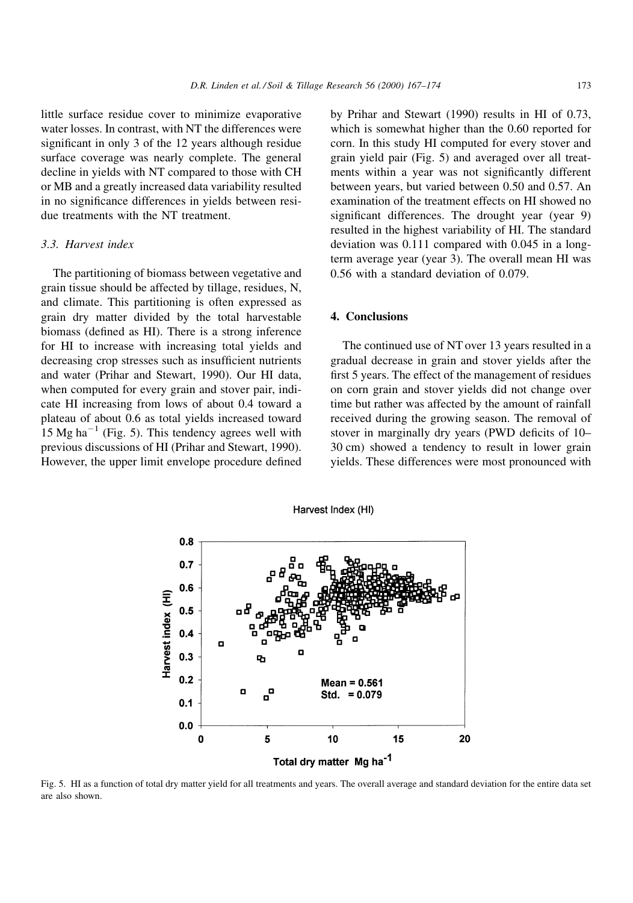little surface residue cover to minimize evaporative water losses. In contrast, with NT the differences were significant in only 3 of the 12 years although residue surface coverage was nearly complete. The general decline in yields with NT compared to those with CH or MB and a greatly increased data variability resulted in no significance differences in yields between residue treatments with the NT treatment.

### 3.3. Harvest index

The partitioning of biomass between vegetative and grain tissue should be affected by tillage, residues, N, and climate. This partitioning is often expressed as grain dry matter divided by the total harvestable biomass (defined as HI). There is a strong inference for HI to increase with increasing total yields and decreasing crop stresses such as insufficient nutrients and water (Prihar and Stewart, 1990). Our HI data, when computed for every grain and stover pair, indicate HI increasing from lows of about 0.4 toward a plateau of about 0.6 as total yields increased toward 15 Mg $ha^{-1}$ (Fig. 5). This tendency agrees well with previous discussions of HI (Prihar and Stewart, 1990). However, the upper limit envelope procedure defined by Prihar and Stewart (1990) results in HI of 0.73, which is somewhat higher than the 0.60 reported for corn. In this study HI computed for every stover and grain yield pair (Fig. 5) and averaged over all treatments within a year was not significantly different between years, but varied between 0.50 and 0.57. An examination of the treatment effects on HI showed no significant differences. The drought year (year 9) resulted in the highest variability of HI. The standard deviation was 0.111 compared with 0.045 in a long-term average year (year 3). The overall mean HI was 0.56 with a standard deviation of 0.079.

## 4. Conclusions

The continued use of NT over 13 years resulted in a gradual decrease in grain and stover yields after the first 5 years. The effect of the management of residues on corn grain and stover yields did not change over time but rather was affected by the amount of rainfall received during the growing season. The removal of stover in marginally dry years (PWD deficits of 10–30 cm) showed a tendency to result in lower grain yields. These differences were most pronounced with

Fig. 5. HI as a function of total dry matter yield for all treatments and years. The overall average and standard deviation for the entire data set are also shown.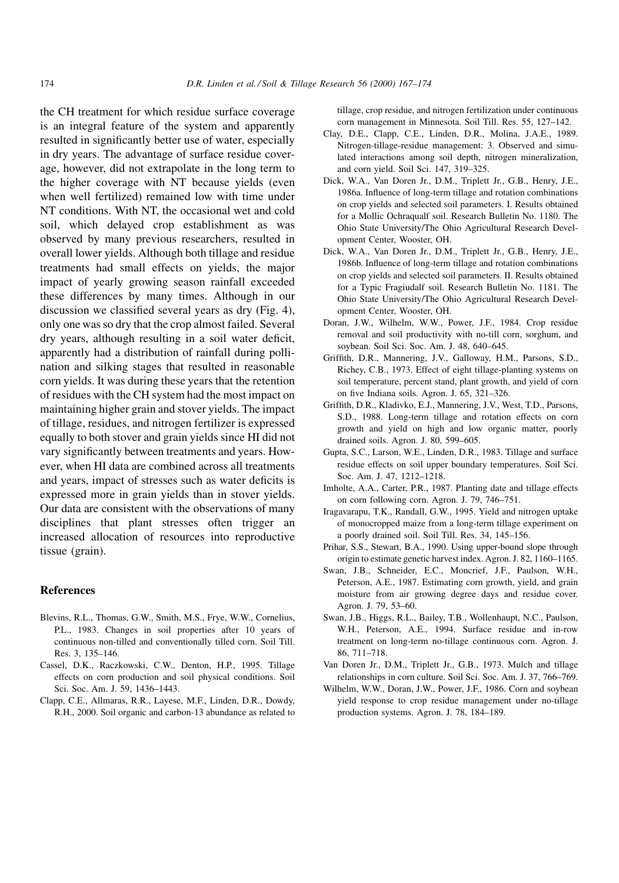the CH treatment for which residue surface coverage is an integral feature of the system and apparently resulted in significantly better use of water, especially in dry years. The advantage of surface residue coverage, however, did not extrapolate in the long term to the higher coverage with NT because yields (even when well fertilized) remained low with time under NT conditions. With NT, the occasional wet and cold soil, which delayed crop establishment as was observed by many previous researchers, resulted in overall lower yields. Although both tillage and residue treatments had small effects on yields, the major impact of yearly growing season rainfall exceeded these differences by many times. Although in our discussion we classified several years as dry (Fig. 4), only one was so dry that the crop almost failed. Several dry years, although resulting in a soil water deficit, apparently had a distribution of rainfall during pollination and silking stages that resulted in reasonable corn yields. It was during these years that the retention of residues with the CH system had the most impact on maintaining higher grain and stover yields. The impact of tillage, residues, and nitrogen fertilizer is expressed equally to both stover and grain yields since HI did not vary significantly between treatments and years. However, when HI data are combined across all treatments and years, impact of stresses such as water deficits is expressed more in grain yields than in stover yields. Our data are consistent with the observations of many disciplines that plant stresses often trigger an increased allocation of resources into reproductive tissue (grain).

## References

Blevins, R.L., Thomas, G.W., Smith, M.S., Frye, W.W., Cornelius, P.L., 1983. Changes in soil properties after 10 years of continuous non-tilled and conventionally tilled corn. Soil Till. Res. 3, 135–146.

Cassel, D.K., Raczkowski, C.W., Denton, H.P., 1995. Tillage effects on corn production and soil physical conditions. Soil Sci. Soc. Am. J. 59, 1436–1443.

Clapp, C.E., Allmaras, R.R., Layese, M.F., Linden, D.R., Dowdy, R.H., 2000. Soil organic and carbon-13 abundance as related to tillage, crop residue, and nitrogen fertilization under continuous corn management in Minnesota. Soil Till. Res. 55, 127–142.

Clay, D.E., Clapp, C.E., Linden, D.R., Molina, J.A.E., 1989. Nitrogen-tillage-residue management: 3. Observed and simulated interactions among soil depth, nitrogen mineralization, and corn yield. Soil Sci. 147, 319–325.

Dick, W.A., Van Doren Jr., D.M., Triplett Jr., G.B., Henry, J.E., 1986a. Influence of long-term tillage and rotation combinations on crop yields and selected soil parameters. I. Results obtained for a Mollic Ochraqualf soil. Research Bulletin No. 1180. The Ohio State University/The Ohio Agricultural Research Development Center, Wooster, OH.

Dick, W.A., Van Doren Jr., D.M., Triplett Jr., G.B., Henry, J.E., 1986b. Influence of long-term tillage and rotation combinations on crop yields and selected soil parameters. II. Results obtained for a Typic Fragiudalf soil. Research Bulletin No. 1181. The Ohio State University/The Ohio Agricultural Research Development Center, Wooster, OH.

Doran, J.W., Wilhelm, W.W., Power, J.F., 1984. Crop residue removal and soil productivity with no-till corn, sorghum, and soybean. Soil Sci. Soc. Am. J. 48, 640–645.

Griffith, D.R., Mannering, J.V., Galloway, H.M., Parsons, S.D., Richey, C.B., 1973. Effect of eight tillage-planting systems on soil temperature, percent stand, plant growth, and yield of corn on five Indiana soils. Agron. J. 65, 321–326.

Griffith, D.R., Kladivko, E.J., Mannering, J.V., West, T.D., Parsons, S.D., 1988. Long-term tillage and rotation effects on corn growth and yield on high and low organic matter, poorly drained soils. Agron. J. 80, 599–605.

Gupta, S.C., Larson, W.E., Linden, D.R., 1983. Tillage and surface residue effects on soil upper boundary temperatures. Soil Sci. Soc. Am. J. 47, 1212–1218.

Imholte, A.A., Carter, P.R., 1987. Planting date and tillage effects on corn following corn. Agron. J. 79, 746–751.

Iragavarapu, T.K., Randall, G.W., 1995. Yield and nitrogen uptake of monocropped maize from a long-term tillage experiment on a poorly drained soil. Soil Till. Res. 34, 145–156.

Prihar, S.S., Stewart, B.A., 1990. Using upper-bound slope through origin to estimate genetic harvest index. Agron. J. 82, 1160–1165.

Swan, J.B., Schneider, E.C., Moncrief, J.F., Paulson, W.H., Peterson, A.E., 1987. Estimating corn growth, yield, and grain moisture from air growing degree days and residue cover. Agron. J. 79, 53–60.

Swan, J.B., Higgs, R.L., Bailey, T.B., Wollenhaupt, N.C., Paulson, W.H., Peterson, A.E., 1994. Surface residue and in-row treatment on long-term no-tillage continuous corn. Agron. J. 86, 711–718.

Van Doren Jr., D.M., Triplett Jr., G.B., 1973. Mulch and tillage relationships in corn culture. Soil Sci. Soc. Am. J. 37, 766–769.

Wilhelm, W.W., Doran, J.W., Power, J.F., 1986. Corn and soybean yield response to crop residue management under no-tillage production systems. Agron. J. 78, 184–189.